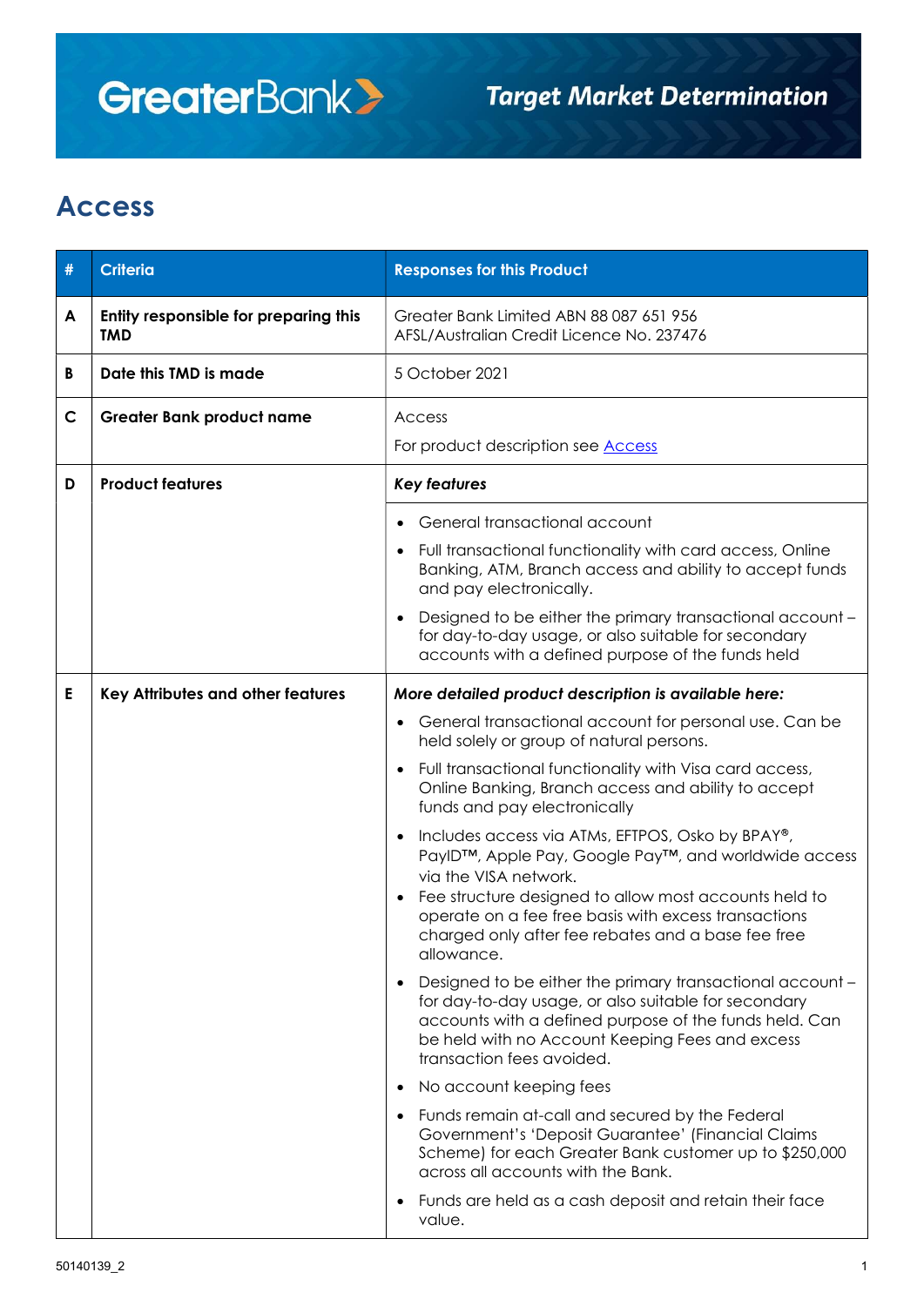# Target Market Determination

## Access

| # | Criteria | Responses for this Product |
|---|---|---|
| A | **Entity responsible for preparing this TMD** | Greater Bank Limited ABN 88 087 651 956<br>AFSL/Australian Credit Licence No. 237476 |
| B | **Date this TMD is made** | 5 October 2021 |
| C | **Greater Bank product name** | Access<br><br>For product description see [Access] |
| D | **Product features** | ***Key features***<br><br>• General transactional account<br>• Full transactional functionality with card access, Online Banking, ATM, Branch access and ability to accept funds and pay electronically.<br>• Designed to be either the primary transactional account – for day-to-day usage, or also suitable for secondary accounts with a defined purpose of the funds held |
| E | **Key Attributes and other features** | ***More detailed product description is available here:***<br><br>• General transactional account for personal use. Can be held solely or group of natural persons.<br>• Full transactional functionality with Visa card access, Online Banking, Branch access and ability to accept funds and pay electronically<br>• Includes access via ATMs, EFTPOS, Osko by BPAY®, PayID™, Apple Pay, Google Pay™, and worldwide access via the VISA network.<br>• Fee structure designed to allow most accounts held to operate on a fee free basis with excess transactions charged only after fee rebates and a base fee free allowance.<br>• Designed to be either the primary transactional account – for day-to-day usage, or also suitable for secondary accounts with a defined purpose of the funds held. Can be held with no Account Keeping Fees and excess transaction fees avoided.<br>• No account keeping fees<br>• Funds remain at-call and secured by the Federal Government's 'Deposit Guarantee' (Financial Claims Scheme) for each Greater Bank customer up to $250,000 across all accounts with the Bank.<br>• Funds are held as a cash deposit and retain their face value. |

50140139_2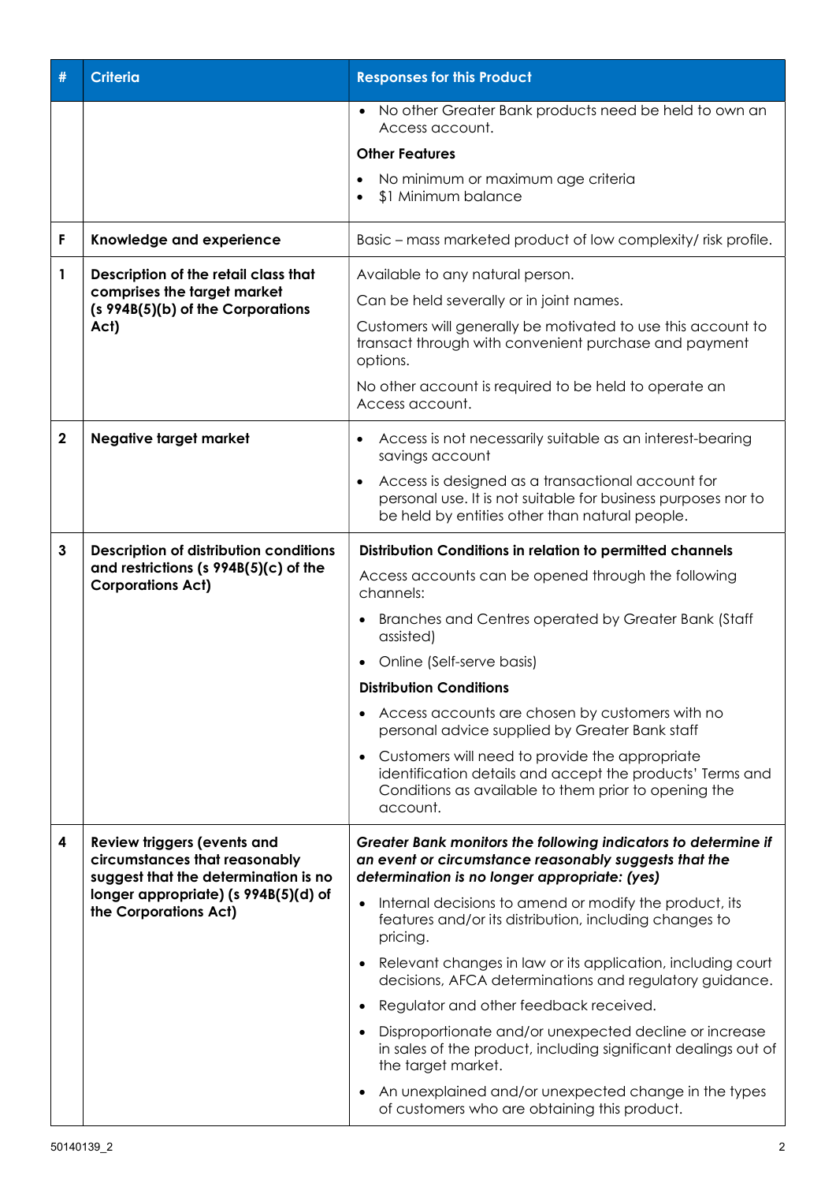| # | Criteria | Responses for this Product |
| --- | --- | --- |
| | | • No other Greater Bank products need be held to own an Access account.<br>**Other Features**<br>• No minimum or maximum age criteria<br>• $1 Minimum balance |
| F | **Knowledge and experience** | Basic – mass marketed product of low complexity/ risk profile. |
| 1 | **Description of the retail class that comprises the target market (s 994B(5)(b) of the Corporations Act)** | Available to any natural person.<br>Can be held severally or in joint names.<br>Customers will generally be motivated to use this account to transact through with convenient purchase and payment options.<br>No other account is required to be held to operate an Access account. |
| 2 | **Negative target market** | • Access is not necessarily suitable as an interest-bearing savings account<br>• Access is designed as a transactional account for personal use. It is not suitable for business purposes nor to be held by entities other than natural people. |
| 3 | **Description of distribution conditions and restrictions (s 994B(5)(c) of the Corporations Act)** | **Distribution Conditions in relation to permitted channels**<br>Access accounts can be opened through the following channels:<br>• Branches and Centres operated by Greater Bank (Staff assisted)<br>• Online (Self-serve basis)<br>**Distribution Conditions**<br>• Access accounts are chosen by customers with no personal advice supplied by Greater Bank staff<br>• Customers will need to provide the appropriate identification details and accept the products' Terms and Conditions as available to them prior to opening the account. |
| 4 | **Review triggers (events and circumstances that reasonably suggest that the determination is no longer appropriate) (s 994B(5)(d) of the Corporations Act)** | ***Greater Bank monitors the following indicators to determine if an event or circumstance reasonably suggests that the determination is no longer appropriate: (yes)***<br>• Internal decisions to amend or modify the product, its features and/or its distribution, including changes to pricing.<br>• Relevant changes in law or its application, including court decisions, AFCA determinations and regulatory guidance.<br>• Regulator and other feedback received.<br>• Disproportionate and/or unexpected decline or increase in sales of the product, including significant dealings out of the target market.<br>• An unexplained and/or unexpected change in the types of customers who are obtaining this product. |

50140139_2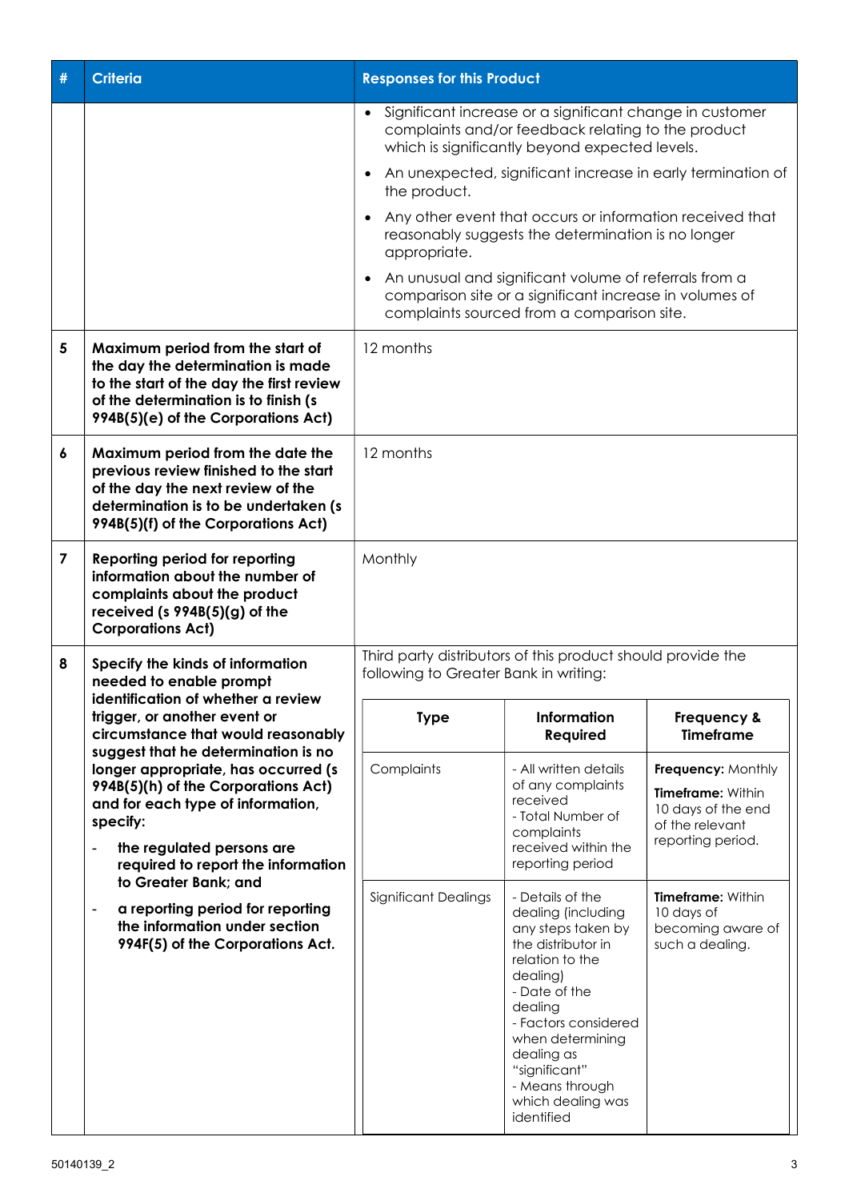| # | Criteria | Responses for this Product |
|---|---|---|
| | | • Significant increase or a significant change in customer complaints and/or feedback relating to the product which is significantly beyond expected levels.<br>• An unexpected, significant increase in early termination of the product.<br>• Any other event that occurs or information received that reasonably suggests the determination is no longer appropriate.<br>• An unusual and significant volume of referrals from a comparison site or a significant increase in volumes of complaints sourced from a comparison site. |
| 5 | **Maximum period from the start of the day the determination is made to the start of the day the first review of the determination is to finish (s 994B(5)(e) of the Corporations Act)** | 12 months |
| 6 | **Maximum period from the date the previous review finished to the start of the day the next review of the determination is to be undertaken (s 994B(5)(f) of the Corporations Act)** | 12 months |
| 7 | **Reporting period for reporting information about the number of complaints about the product received (s 994B(5)(g) of the Corporations Act)** | Monthly |
| 8 | **Specify the kinds of information needed to enable prompt identification of whether a review trigger, or another event or circumstance that would reasonably suggest that he determination is no longer appropriate, has occurred (s 994B(5)(h) of the Corporations Act) and for each type of information, specify:**<br>- **the regulated persons are required to report the information to Greater Bank; and**<br>- **a reporting period for reporting the information under section 994F(5) of the Corporations Act.** | Third party distributors of this product should provide the following to Greater Bank in writing: |

| Type | Information Required | Frequency & Timeframe |
|---|---|---|
| Complaints | - All written details of any complaints received<br>- Total Number of complaints received within the reporting period | **Frequency:** Monthly<br>**Timeframe:** Within 10 days of the end of the relevant reporting period. |
| Significant Dealings | - Details of the dealing (including any steps taken by the distributor in relation to the dealing)<br>- Date of the dealing<br>- Factors considered when determining dealing as "significant"<br>- Means through which dealing was identified | **Timeframe:** Within 10 days of becoming aware of such a dealing. |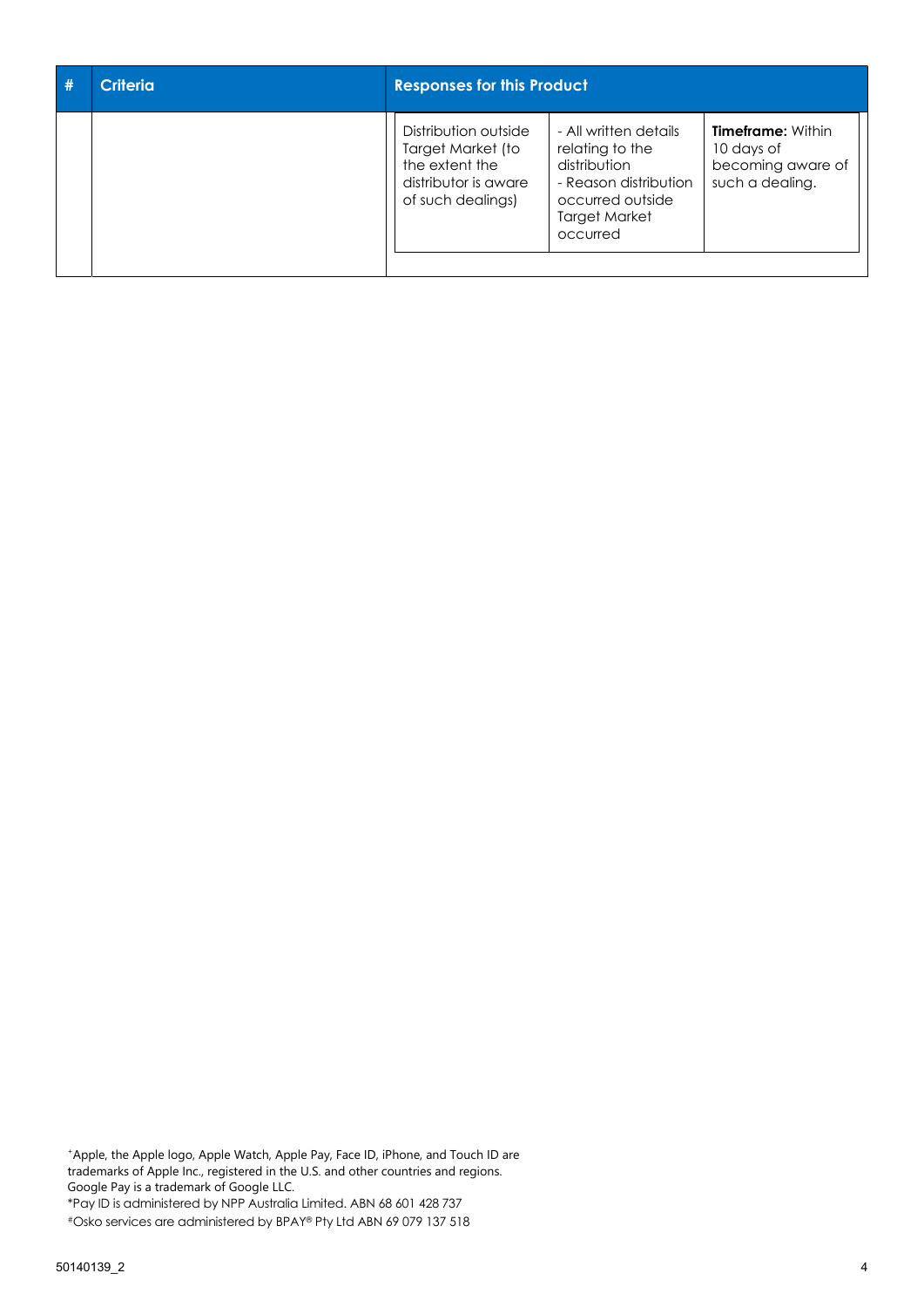| # | Criteria | Responses for this Product | | |
|---|---|---|---|---|
| | | Distribution outside Target Market (to the extent the distributor is aware of such dealings) | - All written details relating to the distribution<br>- Reason distribution occurred outside Target Market occurred | **Timeframe:** Within 10 days of becoming aware of such a dealing. |

+Apple, the Apple logo, Apple Watch, Apple Pay, Face ID, iPhone, and Touch ID are trademarks of Apple Inc., registered in the U.S. and other countries and regions. Google Pay is a trademark of Google LLC.

*Pay ID is administered by NPP Australia Limited. ABN 68 601 428 737

#Osko services are administered by BPAY® Pty Ltd ABN 69 079 137 518

50140139_2